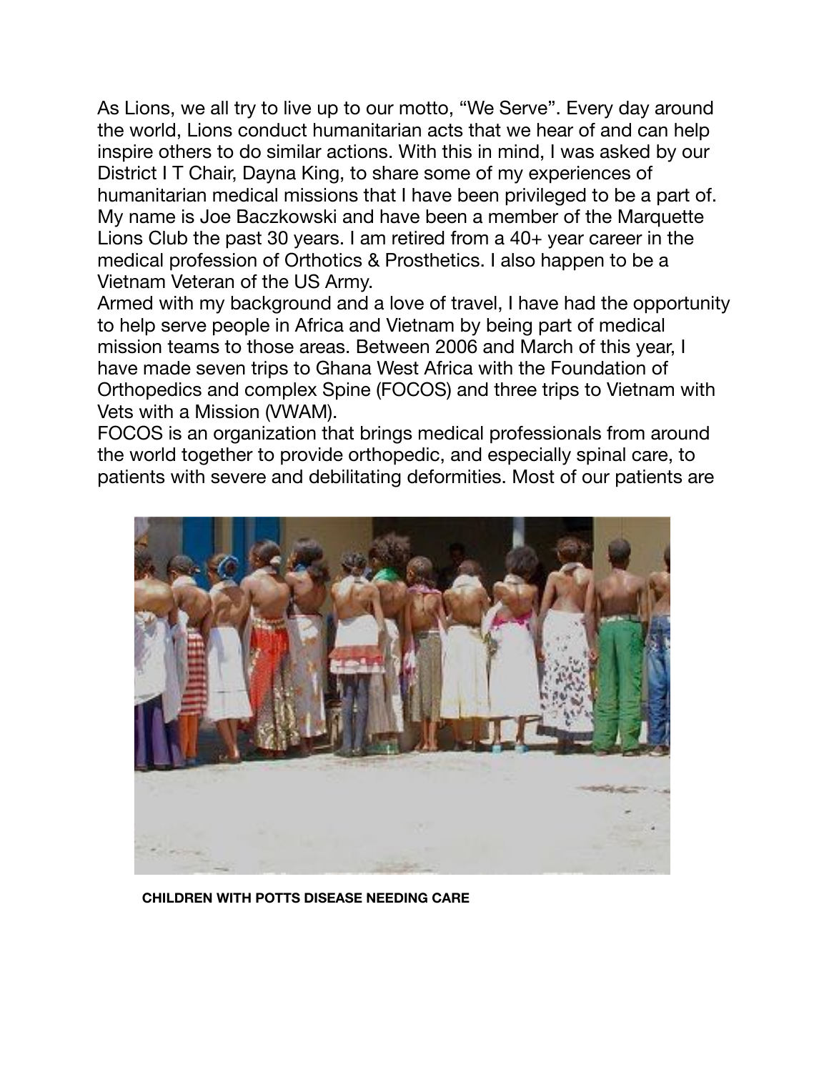As Lions, we all try to live up to our motto, “We Serve”. Every day around the world, Lions conduct humanitarian acts that we hear of and can help inspire others to do similar actions. With this in mind, I was asked by our District I T Chair, Dayna King, to share some of my experiences of humanitarian medical missions that I have been privileged to be a part of. My name is Joe Baczkowski and have been a member of the Marquette Lions Club the past 30 years. I am retired from a 40+ year career in the medical profession of Orthotics & Prosthetics. I also happen to be a Vietnam Veteran of the US Army.

Armed with my background and a love of travel, I have had the opportunity to help serve people in Africa and Vietnam by being part of medical mission teams to those areas. Between 2006 and March of this year, I have made seven trips to Ghana West Africa with the Foundation of Orthopedics and complex Spine (FOCOS) and three trips to Vietnam with Vets with a Mission (VWAM).

FOCOS is an organization that brings medical professionals from around the world together to provide orthopedic, and especially spinal care, to patients with severe and debilitating deformities. Most of our patients are

**CHILDREN WITH POTTS DISEASE NEEDING CARE**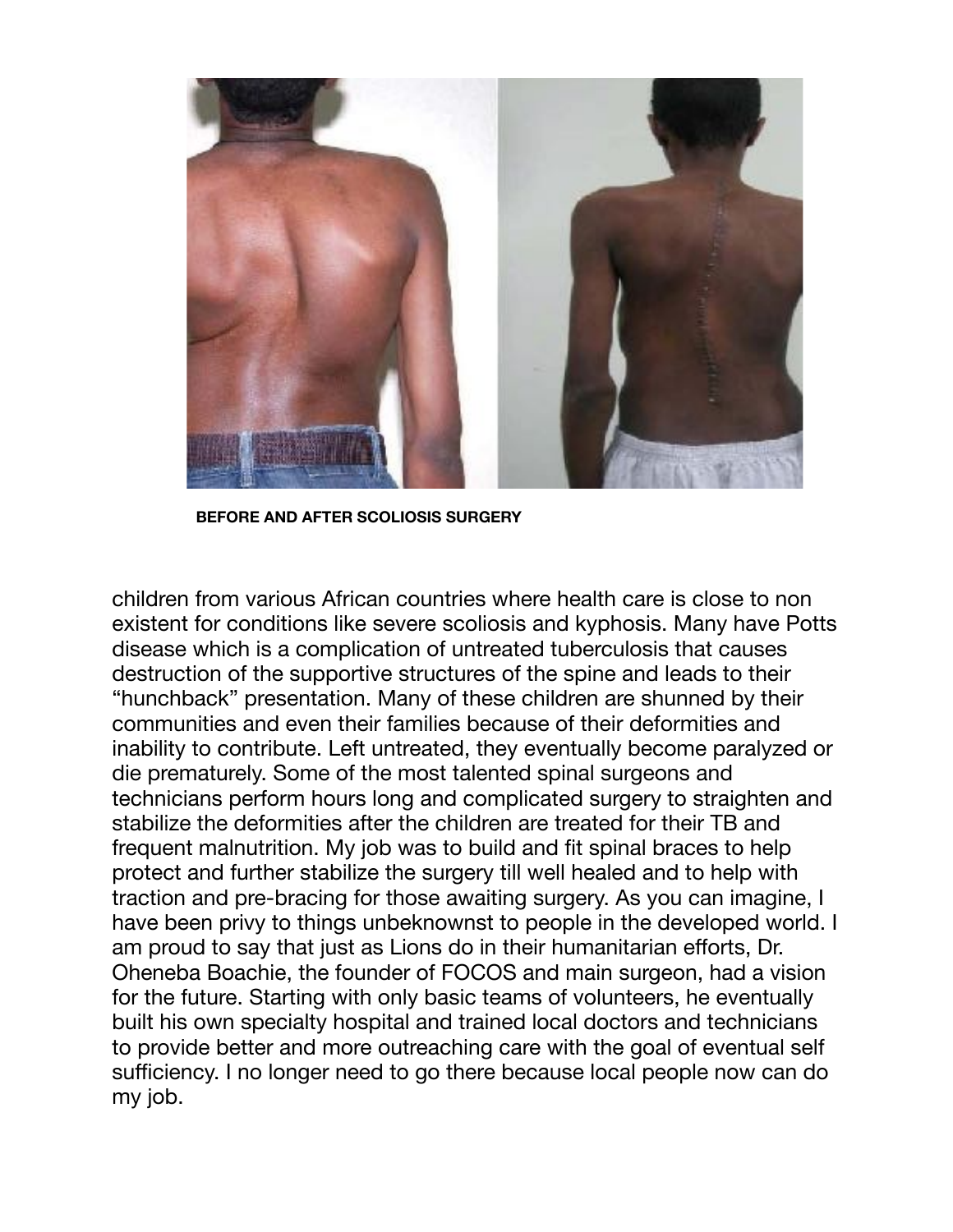BEFORE AND AFTER SCOLIOSIS SURGERY

children from various African countries where health care is close to non existent for conditions like severe scoliosis and kyphosis. Many have Potts disease which is a complication of untreated tuberculosis that causes destruction of the supportive structures of the spine and leads to their "hunchback" presentation. Many of these children are shunned by their communities and even their families because of their deformities and inability to contribute. Left untreated, they eventually become paralyzed or die prematurely. Some of the most talented spinal surgeons and technicians perform hours long and complicated surgery to straighten and stabilize the deformities after the children are treated for their TB and frequent malnutrition. My job was to build and fit spinal braces to help protect and further stabilize the surgery till well healed and to help with traction and pre-bracing for those awaiting surgery. As you can imagine, I have been privy to things unbeknownst to people in the developed world. I am proud to say that just as Lions do in their humanitarian efforts, Dr. Oheneba Boachie, the founder of FOCOS and main surgeon, had a vision for the future. Starting with only basic teams of volunteers, he eventually built his own specialty hospital and trained local doctors and technicians to provide better and more outreaching care with the goal of eventual self sufficiency. I no longer need to go there because local people now can do my job.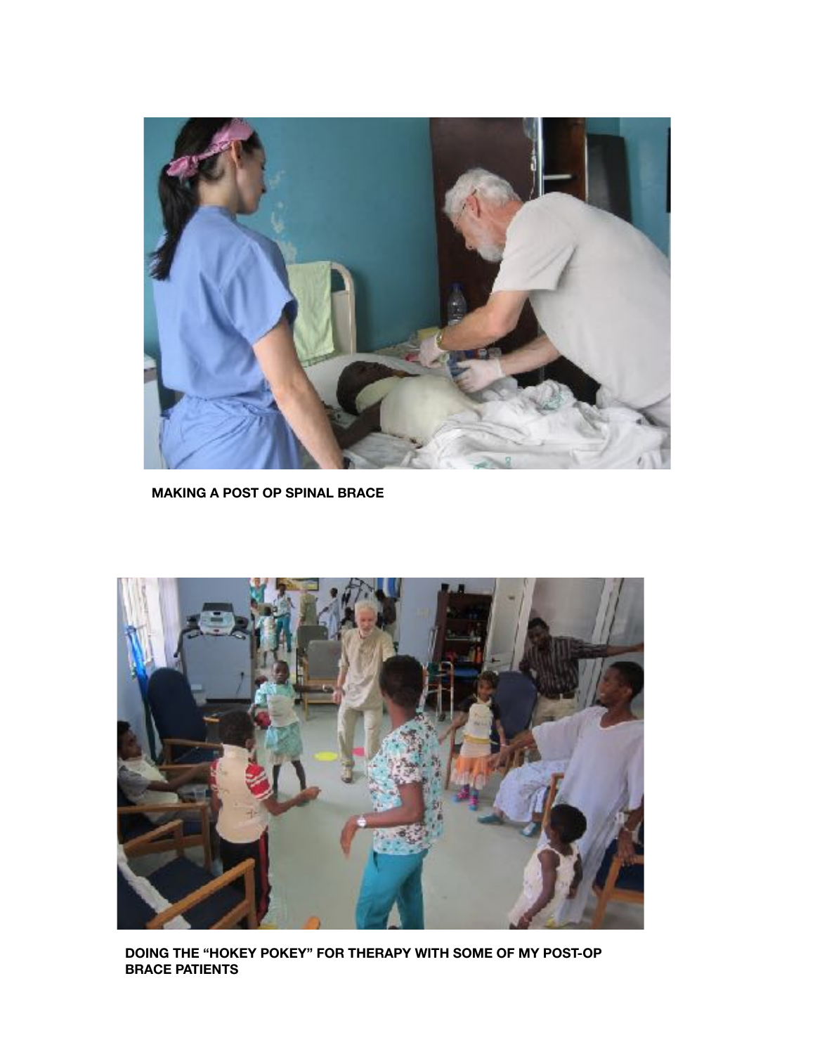**MAKING A POST OP SPINAL BRACE**

**DOING THE “HOKEY POKEY” FOR THERAPY WITH SOME OF MY POST-OP BRACE PATIENTS**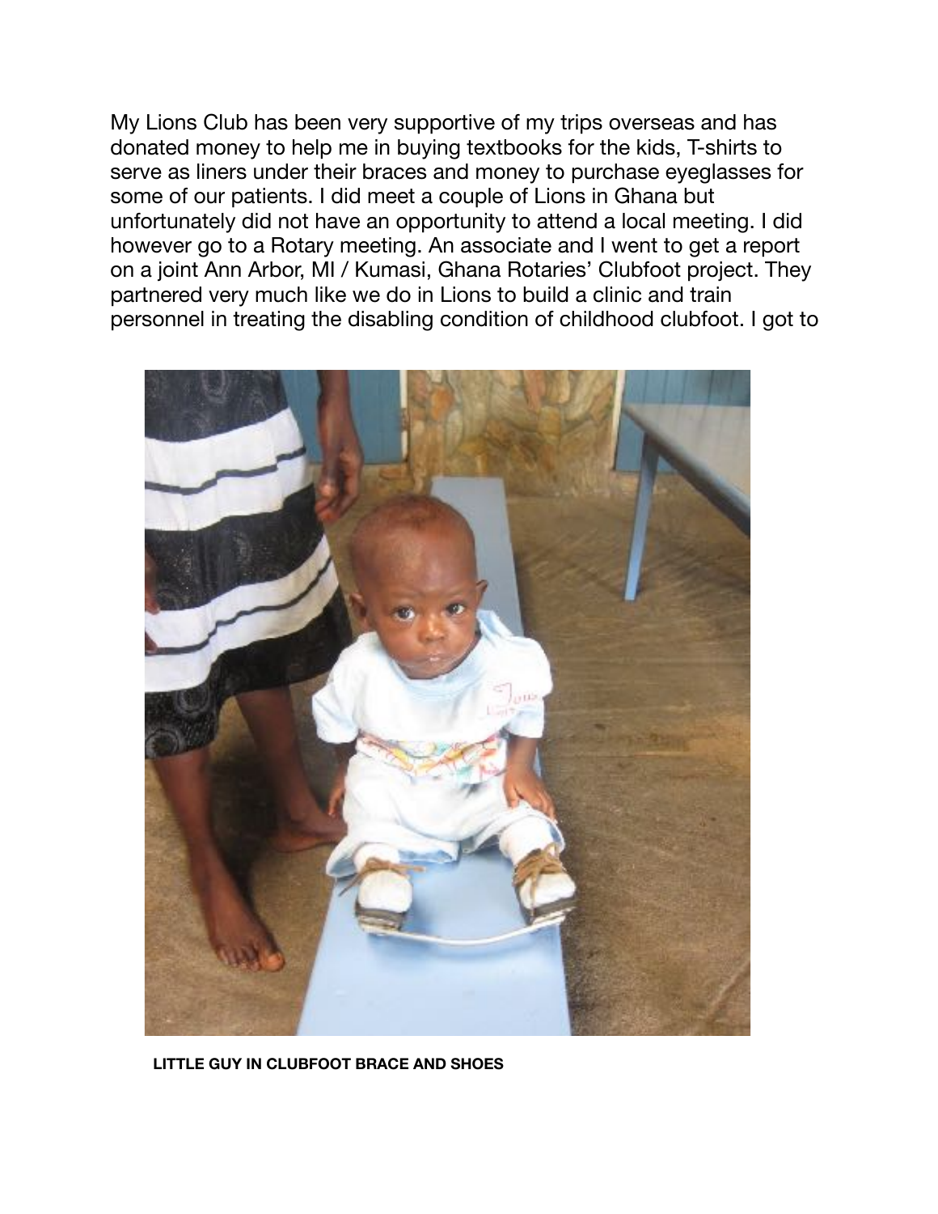My Lions Club has been very supportive of my trips overseas and has donated money to help me in buying textbooks for the kids, T-shirts to serve as liners under their braces and money to purchase eyeglasses for some of our patients. I did meet a couple of Lions in Ghana but unfortunately did not have an opportunity to attend a local meeting. I did however go to a Rotary meeting. An associate and I went to get a report on a joint Ann Arbor, MI / Kumasi, Ghana Rotaries' Clubfoot project. They partnered very much like we do in Lions to build a clinic and train personnel in treating the disabling condition of childhood clubfoot. I got to

**LITTLE GUY IN CLUBFOOT BRACE AND SHOES**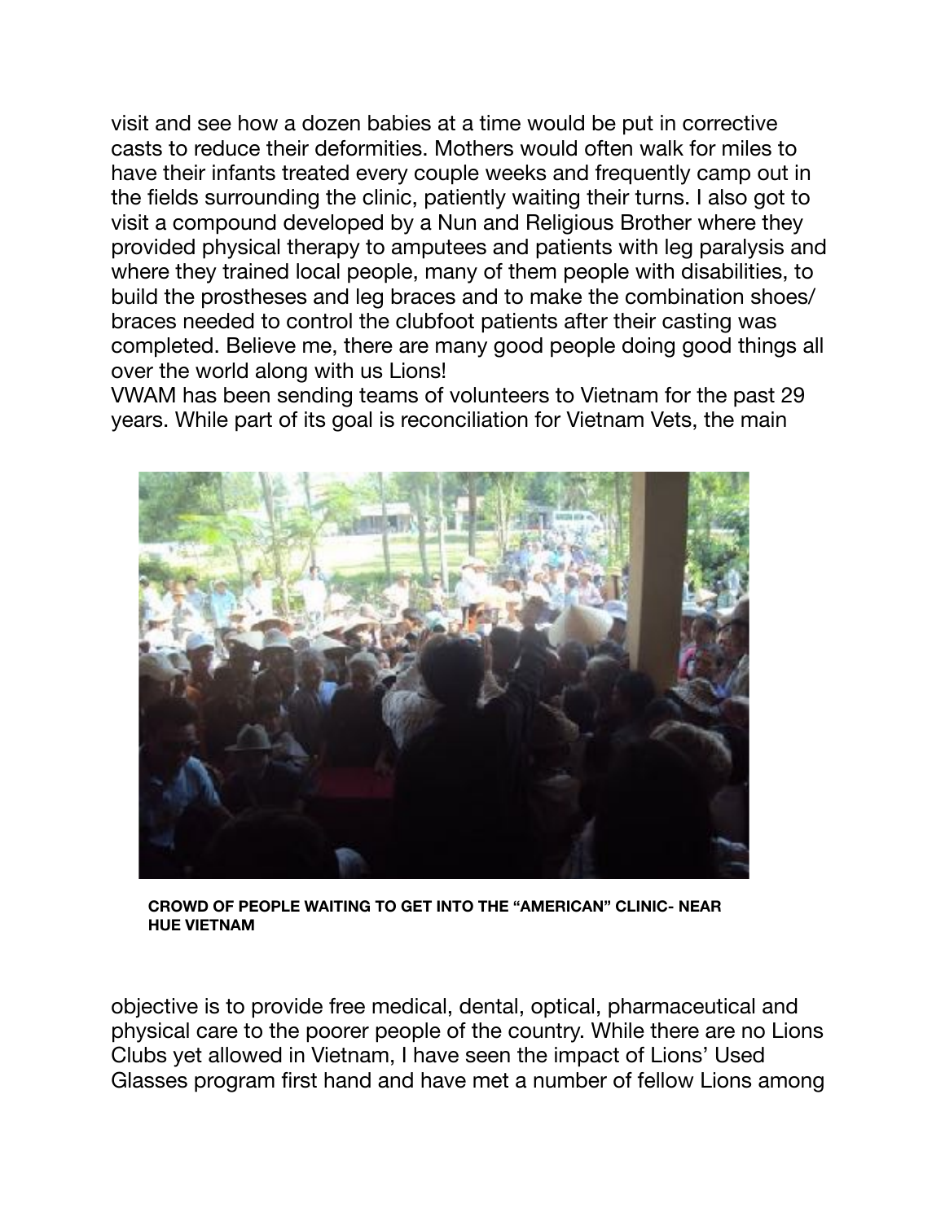visit and see how a dozen babies at a time would be put in corrective casts to reduce their deformities. Mothers would often walk for miles to have their infants treated every couple weeks and frequently camp out in the fields surrounding the clinic, patiently waiting their turns. I also got to visit a compound developed by a Nun and Religious Brother where they provided physical therapy to amputees and patients with leg paralysis and where they trained local people, many of them people with disabilities, to build the prostheses and leg braces and to make the combination shoes/ braces needed to control the clubfoot patients after their casting was completed. Believe me, there are many good people doing good things all over the world along with us Lions!

VWAM has been sending teams of volunteers to Vietnam for the past 29 years. While part of its goal is reconciliation for Vietnam Vets, the main

**CROWD OF PEOPLE WAITING TO GET INTO THE "AMERICAN" CLINIC- NEAR HUE VIETNAM**

objective is to provide free medical, dental, optical, pharmaceutical and physical care to the poorer people of the country. While there are no Lions Clubs yet allowed in Vietnam, I have seen the impact of Lions' Used Glasses program first hand and have met a number of fellow Lions among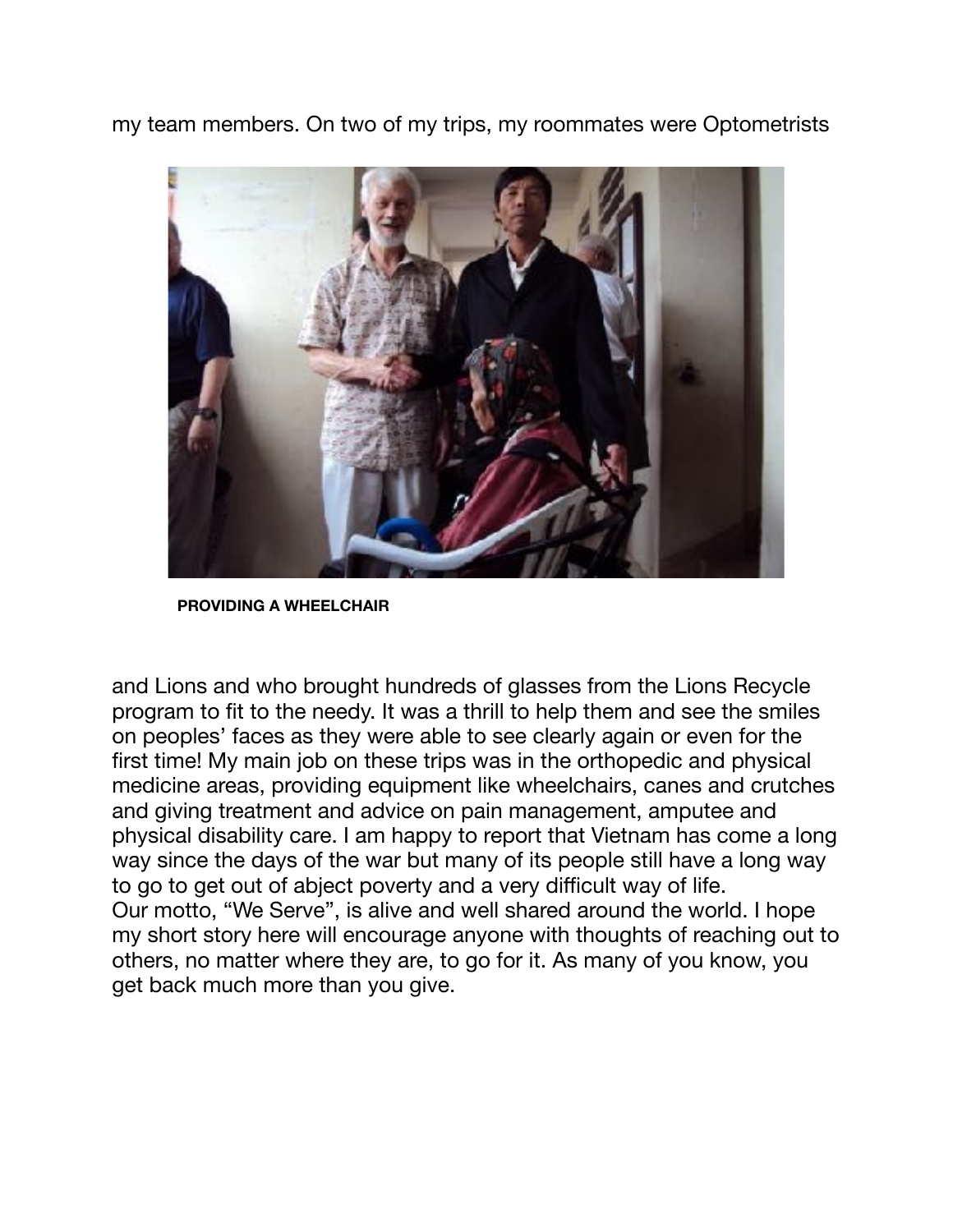my team members. On two of my trips, my roommates were Optometrists

**PROVIDING A WHEELCHAIR**

and Lions and who brought hundreds of glasses from the Lions Recycle program to fit to the needy. It was a thrill to help them and see the smiles on peoples' faces as they were able to see clearly again or even for the first time! My main job on these trips was in the orthopedic and physical medicine areas, providing equipment like wheelchairs, canes and crutches and giving treatment and advice on pain management, amputee and physical disability care. I am happy to report that Vietnam has come a long way since the days of the war but many of its people still have a long way to go to get out of abject poverty and a very difficult way of life.
Our motto, "We Serve", is alive and well shared around the world. I hope my short story here will encourage anyone with thoughts of reaching out to others, no matter where they are, to go for it. As many of you know, you get back much more than you give.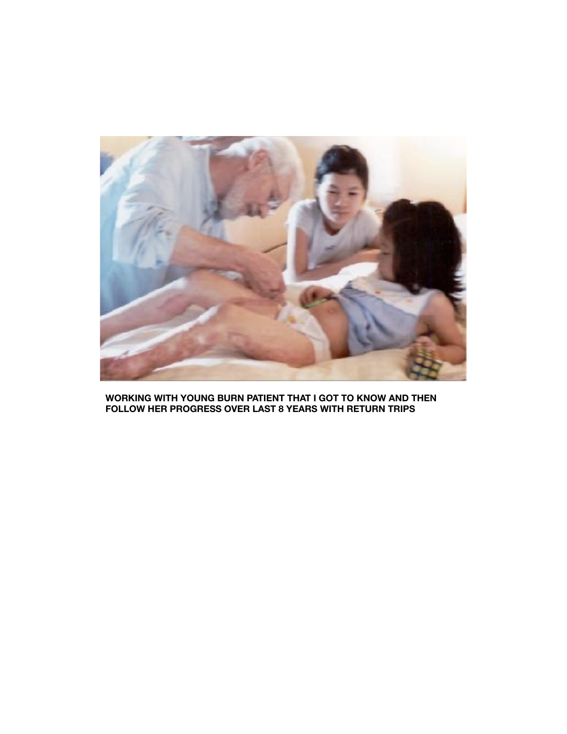WORKING WITH YOUNG BURN PATIENT THAT I GOT TO KNOW AND THEN FOLLOW HER PROGRESS OVER LAST 8 YEARS WITH RETURN TRIPS